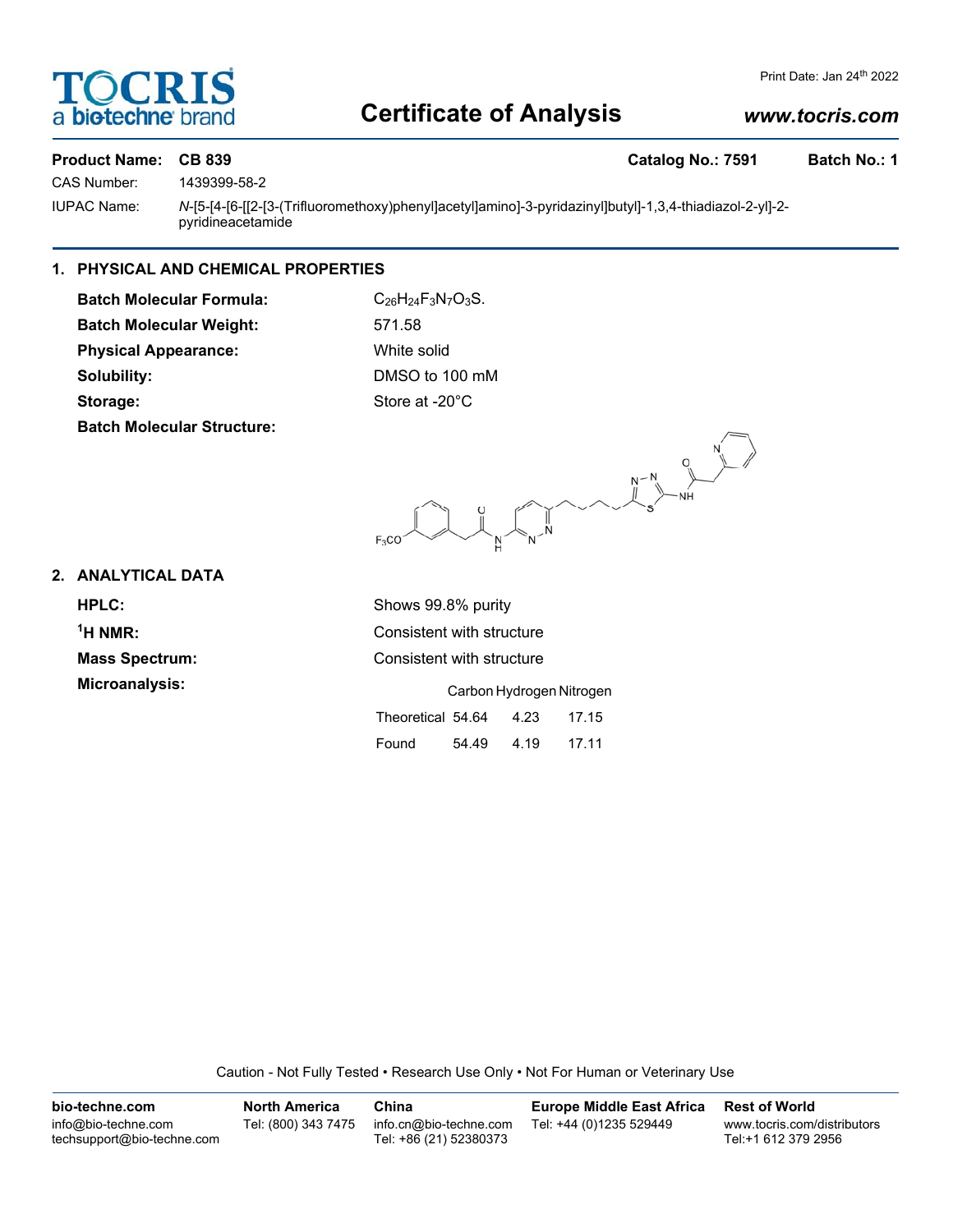# Certificate of Analysis

www.tocris.com

Print Date: Jan 24th 2022

**Product Name: CB 839** **Catalog No.: 7591** **Batch No.: 1**

CAS Number: 1439399-58-2

IUPAC Name: *N*-[5-[4-[6-[[2-[3-(Trifluoromethoxy)phenyl]acetyl]amino]-3-pyridazinyl]butyl]-1,3,4-thiadiazol-2-yl]-2-pyridineacetamide

## 1. PHYSICAL AND CHEMICAL PROPERTIES

**Batch Molecular Formula:** $C_{26}H_{24}F_3N_7O_3S$.

**Batch Molecular Weight:** 571.58

**Physical Appearance:** White solid

**Solubility:** DMSO to 100 mM

**Storage:** Store at -20°C

**Batch Molecular Structure:**

## 2. ANALYTICAL DATA

**HPLC:** Shows 99.8% purity

**$^1$H NMR:** Consistent with structure

**Mass Spectrum:** Consistent with structure

**Microanalysis:**

| | Carbon | Hydrogen | Nitrogen |
|---|---|---|---|
| Theoretical | 54.64 | 4.23 | 17.15 |
| Found | 54.49 | 4.19 | 17.11 |

Caution - Not Fully Tested • Research Use Only • Not For Human or Veterinary Use

**bio-techne.com**
info@bio-techne.com
techsupport@bio-techne.com

**North America**
Tel: (800) 343 7475

**China**
info.cn@bio-techne.com
Tel: +86 (21) 52380373

**Europe Middle East Africa**
Tel: +44 (0)1235 529449

**Rest of World**
www.tocris.com/distributors
Tel:+1 612 379 2956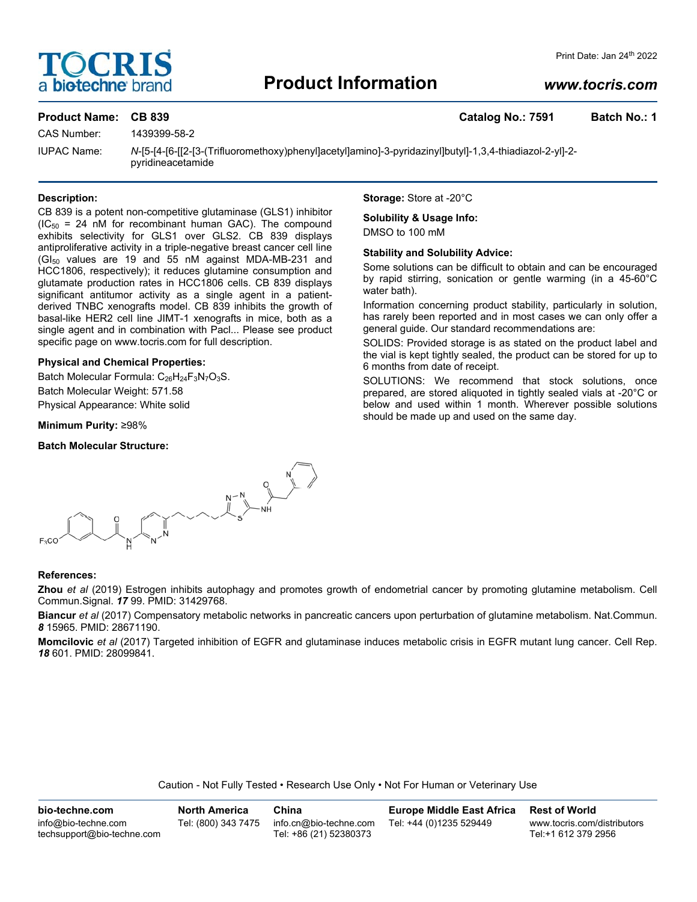Print Date: Jan 24th 2022

# Product Information

*www.tocris.com*

**Product Name: CB 839** **Catalog No.: 7591** **Batch No.: 1**

CAS Number: 1439399-58-2

IUPAC Name: *N*-[5-[4-[6-[[2-[3-(Trifluoromethoxy)phenyl]acetyl]amino]-3-pyridazinyl]butyl]-1,3,4-thiadiazol-2-yl]-2-pyridineacetamide

### Description:

CB 839 is a potent non-competitive glutaminase (GLS1) inhibitor ($IC_{50}$ = 24 nM for recombinant human GAC). The compound exhibits selectivity for GLS1 over GLS2. CB 839 displays antiproliferative activity in a triple-negative breast cancer cell line ($GI_{50}$ values are 19 and 55 nM against MDA-MB-231 and HCC1806, respectively); it reduces glutamine consumption and glutamate production rates in HCC1806 cells. CB 839 displays significant antitumor activity as a single agent in a patient-derived TNBC xenografts model. CB 839 inhibits the growth of basal-like HER2 cell line JIMT-1 xenografts in mice, both as a single agent and in combination with Pacl... Please see product specific page on www.tocris.com for full description.

### Physical and Chemical Properties:

Batch Molecular Formula: $C_{26}H_{24}F_3N_7O_3S$.

Batch Molecular Weight: 571.58

Physical Appearance: White solid

**Minimum Purity:** ≥98%

**Batch Molecular Structure:**

F3CO O N H N N N N S NH O N

**Storage:** Store at -20°C

**Solubility & Usage Info:**

DMSO to 100 mM

**Stability and Solubility Advice:**

Some solutions can be difficult to obtain and can be encouraged by rapid stirring, sonication or gentle warming (in a 45-60°C water bath).

Information concerning product stability, particularly in solution, has rarely been reported and in most cases we can only offer a general guide. Our standard recommendations are:

SOLIDS: Provided storage is as stated on the product label and the vial is kept tightly sealed, the product can be stored for up to 6 months from date of receipt.

SOLUTIONS: We recommend that stock solutions, once prepared, are stored aliquoted in tightly sealed vials at -20°C or below and used within 1 month. Wherever possible solutions should be made up and used on the same day.

### References:

**Zhou** *et al* (2019) Estrogen inhibits autophagy and promotes growth of endometrial cancer by promoting glutamine metabolism. Cell Commun.Signal. ***17*** 99. PMID: 31429768.

**Biancur** *et al* (2017) Compensatory metabolic networks in pancreatic cancers upon perturbation of glutamine metabolism. Nat.Commun. ***8*** 15965. PMID: 28671190.

**Momcilovic** *et al* (2017) Targeted inhibition of EGFR and glutaminase induces metabolic crisis in EGFR mutant lung cancer. Cell Rep. ***18*** 601. PMID: 28099841.

Caution - Not Fully Tested • Research Use Only • Not For Human or Veterinary Use

| bio-techne.com | North America | China | Europe Middle East Africa | Rest of World |
|---|---|---|---|---|
| info@bio-techne.com<br>techsupport@bio-techne.com | Tel: (800) 343 7475 | info.cn@bio-techne.com<br>Tel: +86 (21) 52380373 | Tel: +44 (0)1235 529449 | www.tocris.com/distributors<br>Tel:+1 612 379 2956 |